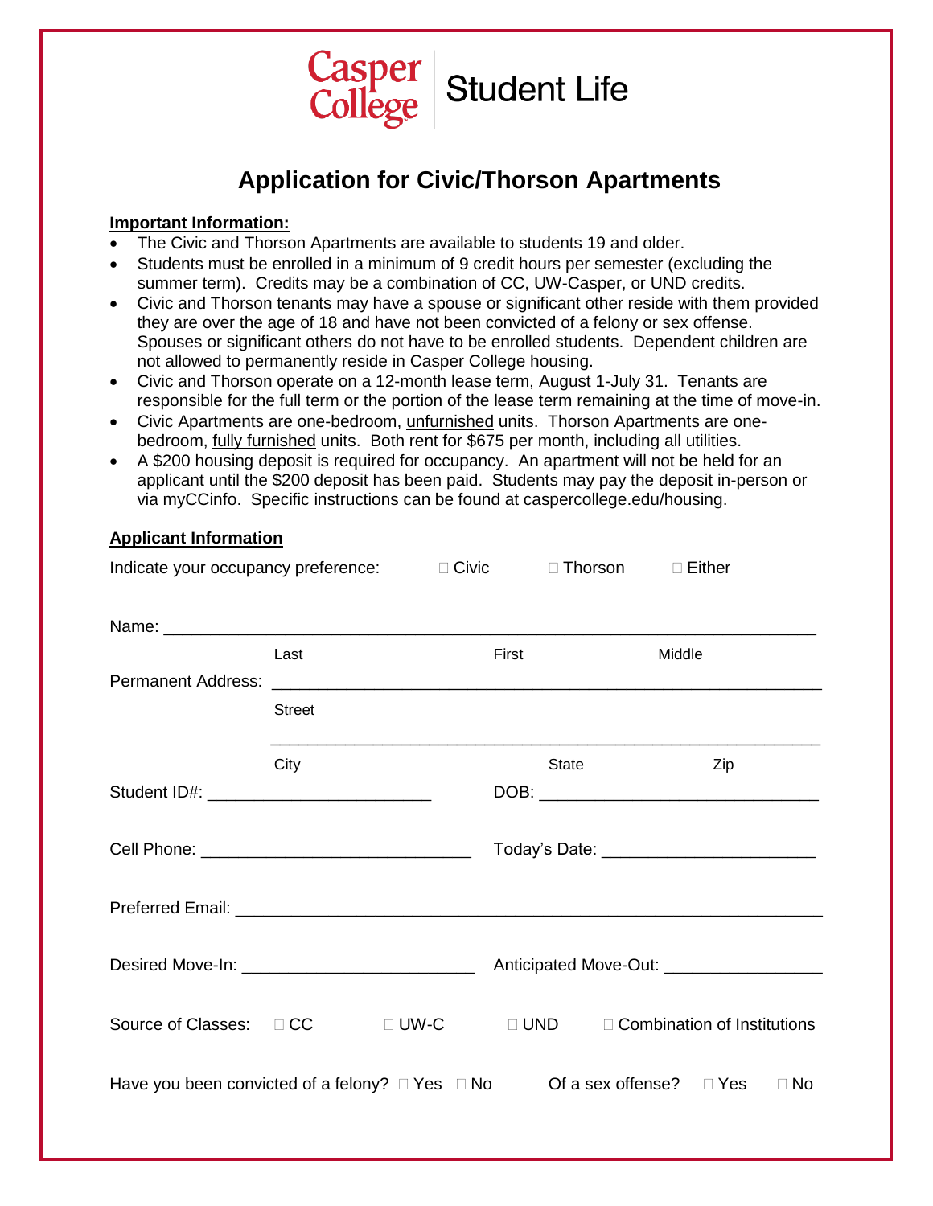Casper College | Student Life

# Application for Civic/Thorson Apartments

**Important Information:**

- The Civic and Thorson Apartments are available to students 19 and older.
- Students must be enrolled in a minimum of 9 credit hours per semester (excluding the summer term). Credits may be a combination of CC, UW-Casper, or UND credits.
- Civic and Thorson tenants may have a spouse or significant other reside with them provided they are over the age of 18 and have not been convicted of a felony or sex offense. Spouses or significant others do not have to be enrolled students. Dependent children are not allowed to permanently reside in Casper College housing.
- Civic and Thorson operate on a 12-month lease term, August 1-July 31. Tenants are responsible for the full term or the portion of the lease term remaining at the time of move-in.
- Civic Apartments are one-bedroom, unfurnished units. Thorson Apartments are one-bedroom, fully furnished units. Both rent for $675 per month, including all utilities.
- A $200 housing deposit is required for occupancy. An apartment will not be held for an applicant until the $200 deposit has been paid. Students may pay the deposit in-person or via myCCinfo. Specific instructions can be found at caspercollege.edu/housing.

**Applicant Information**

Indicate your occupancy preference: ☐ Civic ☐ Thorson ☐ Either

Name: ______________________________________________
Last First Middle

Permanent Address: ______________________________________________
Street

______________________________________________
City State Zip

Student ID#: ______________________ DOB: ______________________

Cell Phone: ______________________ Today's Date: ______________________

Preferred Email: ______________________________________________

Desired Move-In: ______________________ Anticipated Move-Out: ______________________

Source of Classes: ☐ CC ☐ UW-C ☐ UND ☐ Combination of Institutions

Have you been convicted of a felony? ☐ Yes ☐ No Of a sex offense? ☐ Yes ☐ No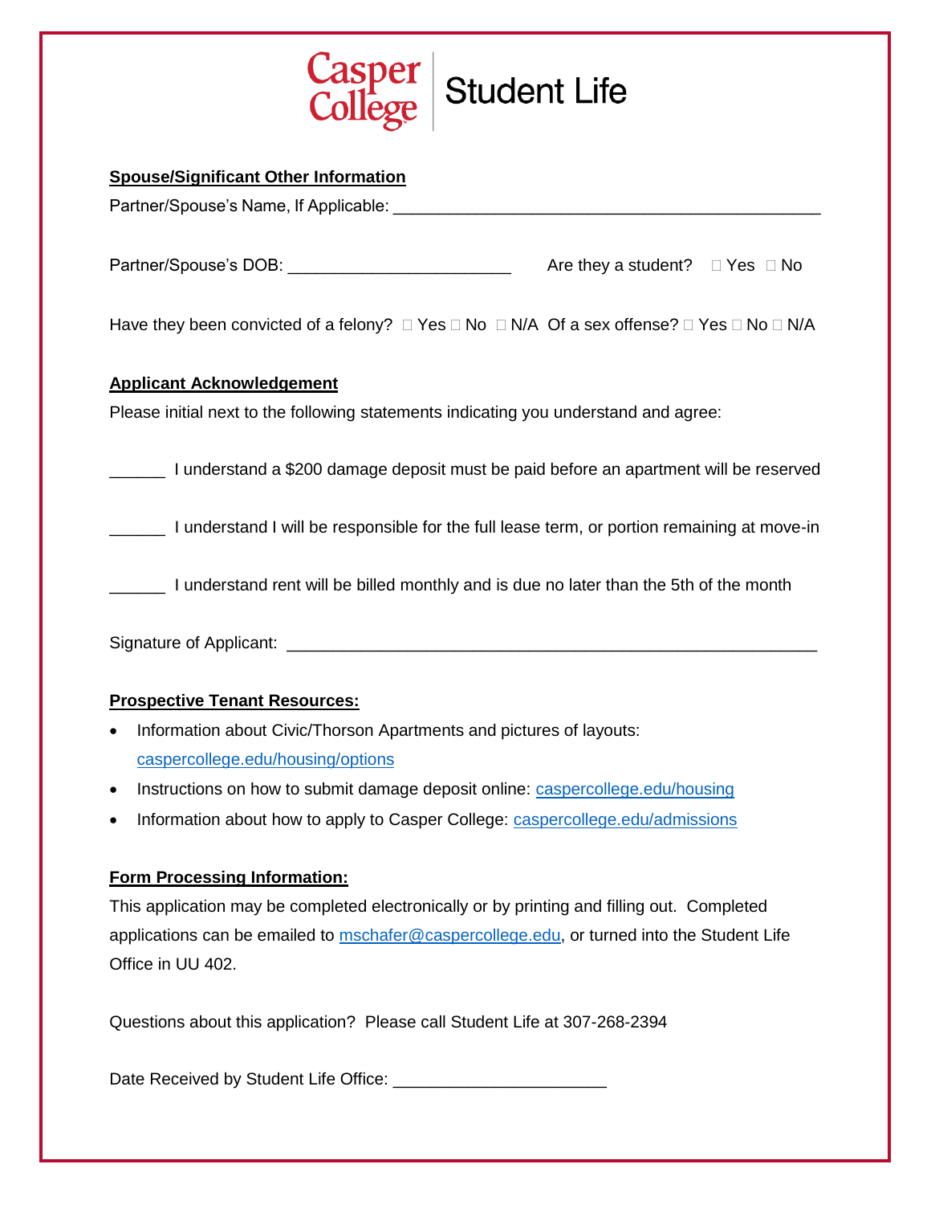Casper College | Student Life

**Spouse/Significant Other Information**

Partner/Spouse's Name, If Applicable: ______________________________________________

Partner/Spouse's DOB: ______________________ Are they a student? ☐ Yes ☐ No

Have they been convicted of a felony? ☐ Yes ☐ No ☐ N/A Of a sex offense? ☐ Yes ☐ No ☐ N/A

**Applicant Acknowledgement**

Please initial next to the following statements indicating you understand and agree:

______ I understand a $200 damage deposit must be paid before an apartment will be reserved

______ I understand I will be responsible for the full lease term, or portion remaining at move-in

______ I understand rent will be billed monthly and is due no later than the 5th of the month

Signature of Applicant: ____________________________________________________

**Prospective Tenant Resources:**

- Information about Civic/Thorson Apartments and pictures of layouts: caspercollege.edu/housing/options
- Instructions on how to submit damage deposit online: caspercollege.edu/housing
- Information about how to apply to Casper College: caspercollege.edu/admissions

**Form Processing Information:**

This application may be completed electronically or by printing and filling out. Completed applications can be emailed to mschafer@caspercollege.edu, or turned into the Student Life Office in UU 402.

Questions about this application? Please call Student Life at 307-268-2394

Date Received by Student Life Office: ______________________